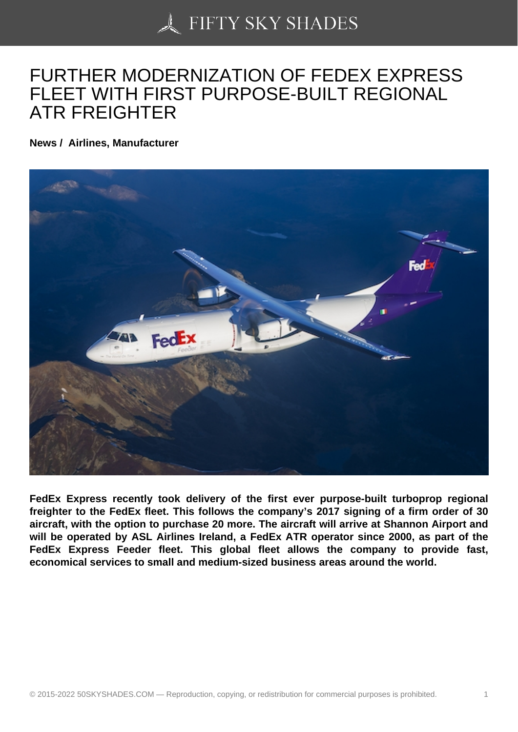# FURTHER MODERNIZATION OF FEDEX EXPRESS FLEET WITH FIRST PURPOSE-BUILT REGIONAL ATR FREIGHTER

**News / Airlines, Manufacturer**

**FedEx Express recently took delivery of the first ever purpose-built turboprop regional freighter to the FedEx fleet. This follows the company's 2017 signing of a firm order of 30 aircraft, with the option to purchase 20 more. The aircraft will arrive at Shannon Airport and will be operated by ASL Airlines Ireland, a FedEx ATR operator since 2000, as part of the FedEx Express Feeder fleet. This global fleet allows the company to provide fast, economical services to small and medium-sized business areas around the world.**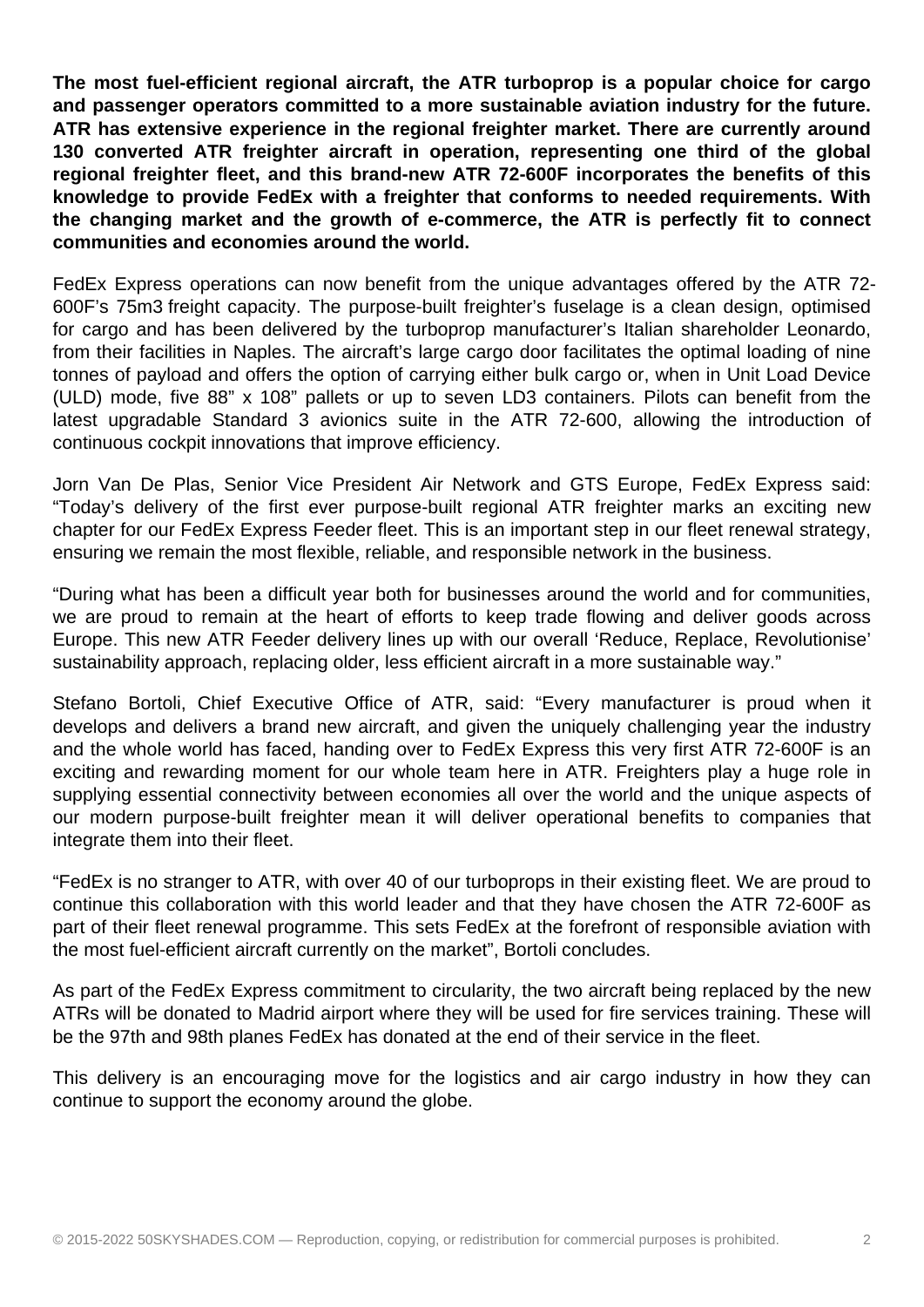**The most fuel-efficient regional aircraft, the ATR turboprop is a popular choice for cargo and passenger operators committed to a more sustainable aviation industry for the future. ATR has extensive experience in the regional freighter market. There are currently around 130 converted ATR freighter aircraft in operation, representing one third of the global regional freighter fleet, and this brand-new ATR 72-600F incorporates the benefits of this knowledge to provide FedEx with a freighter that conforms to needed requirements. With the changing market and the growth of e-commerce, the ATR is perfectly fit to connect communities and economies around the world.**

FedEx Express operations can now benefit from the unique advantages offered by the ATR 72-600F's 75m3 freight capacity. The purpose-built freighter's fuselage is a clean design, optimised for cargo and has been delivered by the turboprop manufacturer's Italian shareholder Leonardo, from their facilities in Naples. The aircraft's large cargo door facilitates the optimal loading of nine tonnes of payload and offers the option of carrying either bulk cargo or, when in Unit Load Device (ULD) mode, five 88" x 108" pallets or up to seven LD3 containers. Pilots can benefit from the latest upgradable Standard 3 avionics suite in the ATR 72-600, allowing the introduction of continuous cockpit innovations that improve efficiency.

Jorn Van De Plas, Senior Vice President Air Network and GTS Europe, FedEx Express said: "Today's delivery of the first ever purpose-built regional ATR freighter marks an exciting new chapter for our FedEx Express Feeder fleet. This is an important step in our fleet renewal strategy, ensuring we remain the most flexible, reliable, and responsible network in the business.

"During what has been a difficult year both for businesses around the world and for communities, we are proud to remain at the heart of efforts to keep trade flowing and deliver goods across Europe. This new ATR Feeder delivery lines up with our overall 'Reduce, Replace, Revolutionise' sustainability approach, replacing older, less efficient aircraft in a more sustainable way."

Stefano Bortoli, Chief Executive Office of ATR, said: "Every manufacturer is proud when it develops and delivers a brand new aircraft, and given the uniquely challenging year the industry and the whole world has faced, handing over to FedEx Express this very first ATR 72-600F is an exciting and rewarding moment for our whole team here in ATR. Freighters play a huge role in supplying essential connectivity between economies all over the world and the unique aspects of our modern purpose-built freighter mean it will deliver operational benefits to companies that integrate them into their fleet.

"FedEx is no stranger to ATR, with over 40 of our turboprops in their existing fleet. We are proud to continue this collaboration with this world leader and that they have chosen the ATR 72-600F as part of their fleet renewal programme. This sets FedEx at the forefront of responsible aviation with the most fuel-efficient aircraft currently on the market", Bortoli concludes.

As part of the FedEx Express commitment to circularity, the two aircraft being replaced by the new ATRs will be donated to Madrid airport where they will be used for fire services training. These will be the 97th and 98th planes FedEx has donated at the end of their service in the fleet.

This delivery is an encouraging move for the logistics and air cargo industry in how they can continue to support the economy around the globe.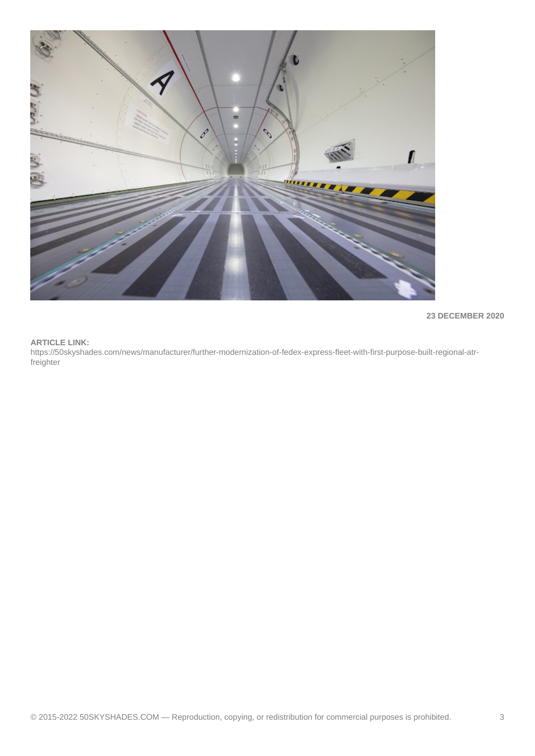**23 DECEMBER 2020**

**ARTICLE LINK:**
https://50skyshades.com/news/manufacturer/further-modernization-of-fedex-express-fleet-with-first-purpose-built-regional-atr-freighter